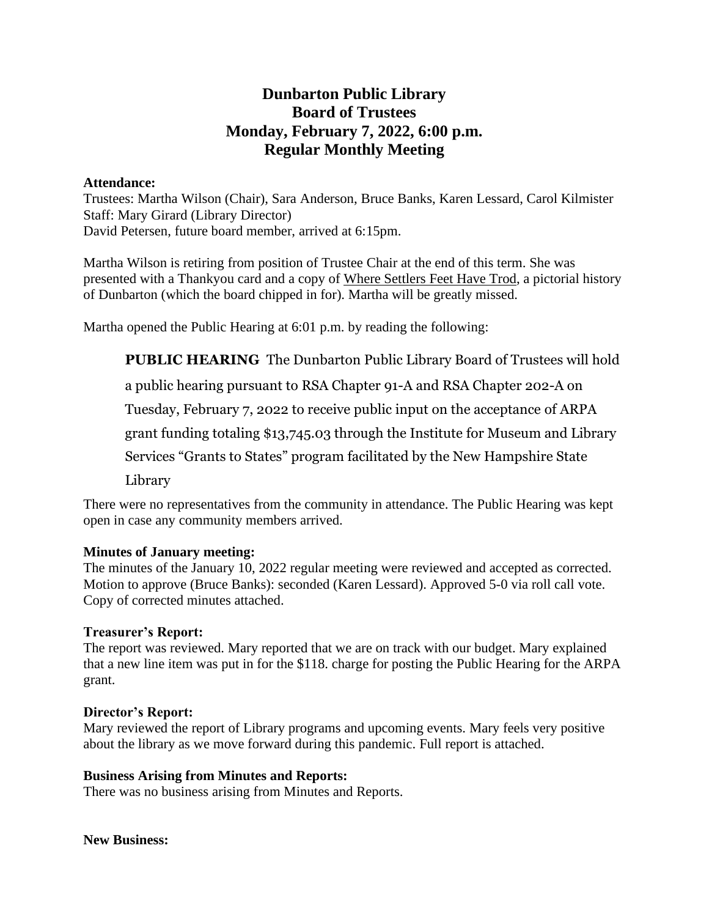# Dunbarton Public Library
# Board of Trustees
# Monday, February 7, 2022, 6:00 p.m.
# Regular Monthly Meeting

**Attendance:**
Trustees: Martha Wilson (Chair), Sara Anderson, Bruce Banks, Karen Lessard, Carol Kilmister
Staff: Mary Girard (Library Director)
David Petersen, future board member, arrived at 6:15pm.

Martha Wilson is retiring from position of Trustee Chair at the end of this term. She was presented with a Thankyou card and a copy of Where Settlers Feet Have Trod, a pictorial history of Dunbarton (which the board chipped in for). Martha will be greatly missed.

Martha opened the Public Hearing at 6:01 p.m. by reading the following:

> **PUBLIC HEARING** The Dunbarton Public Library Board of Trustees will hold a public hearing pursuant to RSA Chapter 91-A and RSA Chapter 202-A on Tuesday, February 7, 2022 to receive public input on the acceptance of ARPA grant funding totaling $13,745.03 through the Institute for Museum and Library Services "Grants to States" program facilitated by the New Hampshire State Library

There were no representatives from the community in attendance. The Public Hearing was kept open in case any community members arrived.

**Minutes of January meeting:**
The minutes of the January 10, 2022 regular meeting were reviewed and accepted as corrected. Motion to approve (Bruce Banks): seconded (Karen Lessard). Approved 5-0 via roll call vote. Copy of corrected minutes attached.

**Treasurer's Report:**
The report was reviewed. Mary reported that we are on track with our budget. Mary explained that a new line item was put in for the $118. charge for posting the Public Hearing for the ARPA grant.

**Director's Report:**
Mary reviewed the report of Library programs and upcoming events. Mary feels very positive about the library as we move forward during this pandemic. Full report is attached.

**Business Arising from Minutes and Reports:**
There was no business arising from Minutes and Reports.

**New Business:**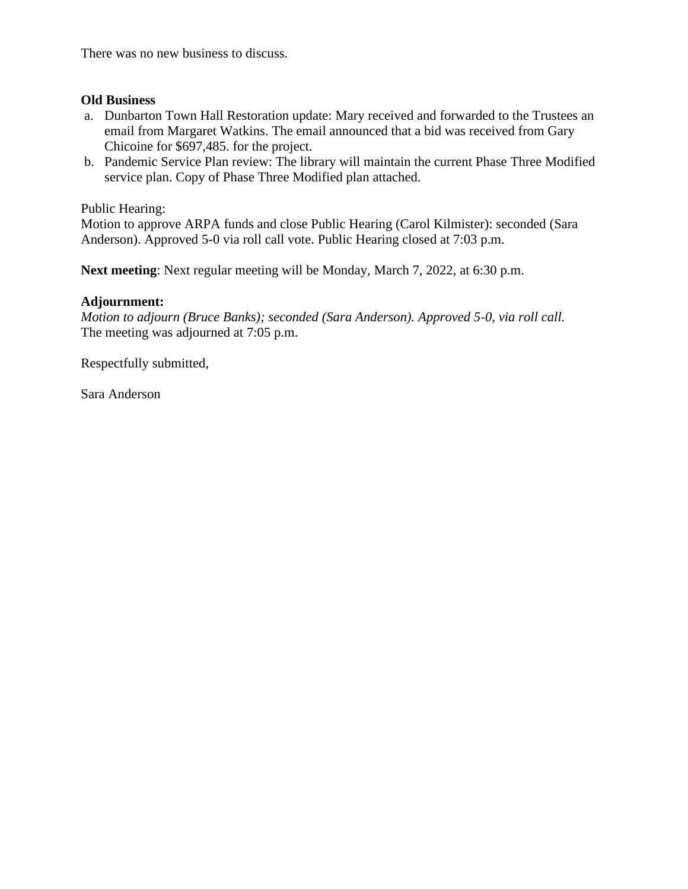There was no new business to discuss.

**Old Business**

a. Dunbarton Town Hall Restoration update: Mary received and forwarded to the Trustees an email from Margaret Watkins. The email announced that a bid was received from Gary Chicoine for $697,485. for the project.
b. Pandemic Service Plan review: The library will maintain the current Phase Three Modified service plan. Copy of Phase Three Modified plan attached.

Public Hearing:
Motion to approve ARPA funds and close Public Hearing (Carol Kilmister): seconded (Sara Anderson). Approved 5-0 via roll call vote. Public Hearing closed at 7:03 p.m.

**Next meeting**: Next regular meeting will be Monday, March 7, 2022, at 6:30 p.m.

**Adjournment:**
*Motion to adjourn (Bruce Banks); seconded (Sara Anderson). Approved 5-0, via roll call.*
The meeting was adjourned at 7:05 p.m.

Respectfully submitted,

Sara Anderson